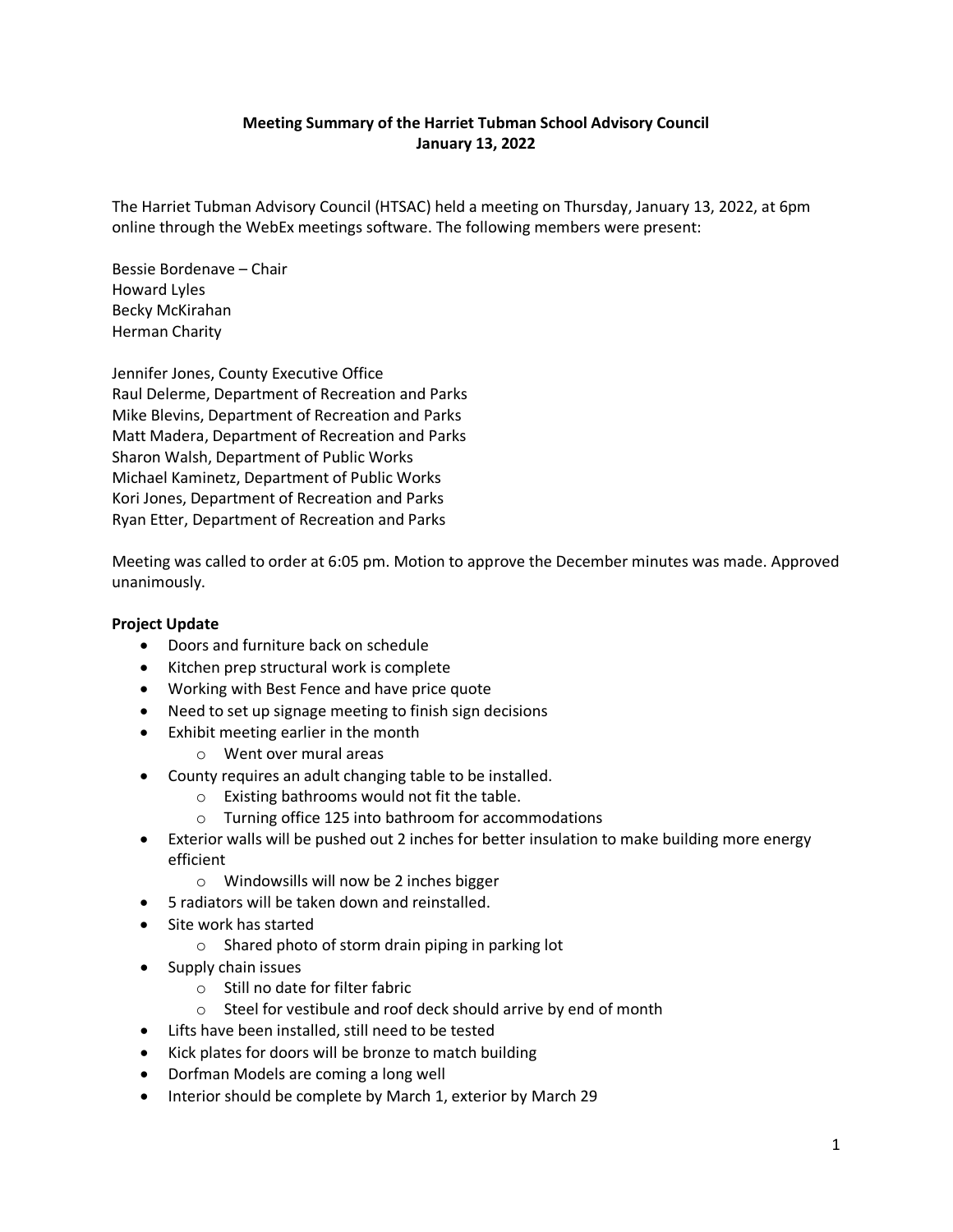**Meeting Summary of the Harriet Tubman School Advisory Council**
**January 13, 2022**

The Harriet Tubman Advisory Council (HTSAC) held a meeting on Thursday, January 13, 2022, at 6pm online through the WebEx meetings software. The following members were present:

Bessie Bordenave – Chair
Howard Lyles
Becky McKirahan
Herman Charity

Jennifer Jones, County Executive Office
Raul Delerme, Department of Recreation and Parks
Mike Blevins, Department of Recreation and Parks
Matt Madera, Department of Recreation and Parks
Sharon Walsh, Department of Public Works
Michael Kaminetz, Department of Public Works
Kori Jones, Department of Recreation and Parks
Ryan Etter, Department of Recreation and Parks

Meeting was called to order at 6:05 pm. Motion to approve the December minutes was made. Approved unanimously.

**Project Update**

- Doors and furniture back on schedule
- Kitchen prep structural work is complete
- Working with Best Fence and have price quote
- Need to set up signage meeting to finish sign decisions
- Exhibit meeting earlier in the month
  - Went over mural areas
- County requires an adult changing table to be installed.
  - Existing bathrooms would not fit the table.
  - Turning office 125 into bathroom for accommodations
- Exterior walls will be pushed out 2 inches for better insulation to make building more energy efficient
  - Windowsills will now be 2 inches bigger
- 5 radiators will be taken down and reinstalled.
- Site work has started
  - Shared photo of storm drain piping in parking lot
- Supply chain issues
  - Still no date for filter fabric
  - Steel for vestibule and roof deck should arrive by end of month
- Lifts have been installed, still need to be tested
- Kick plates for doors will be bronze to match building
- Dorfman Models are coming a long well
- Interior should be complete by March 1, exterior by March 29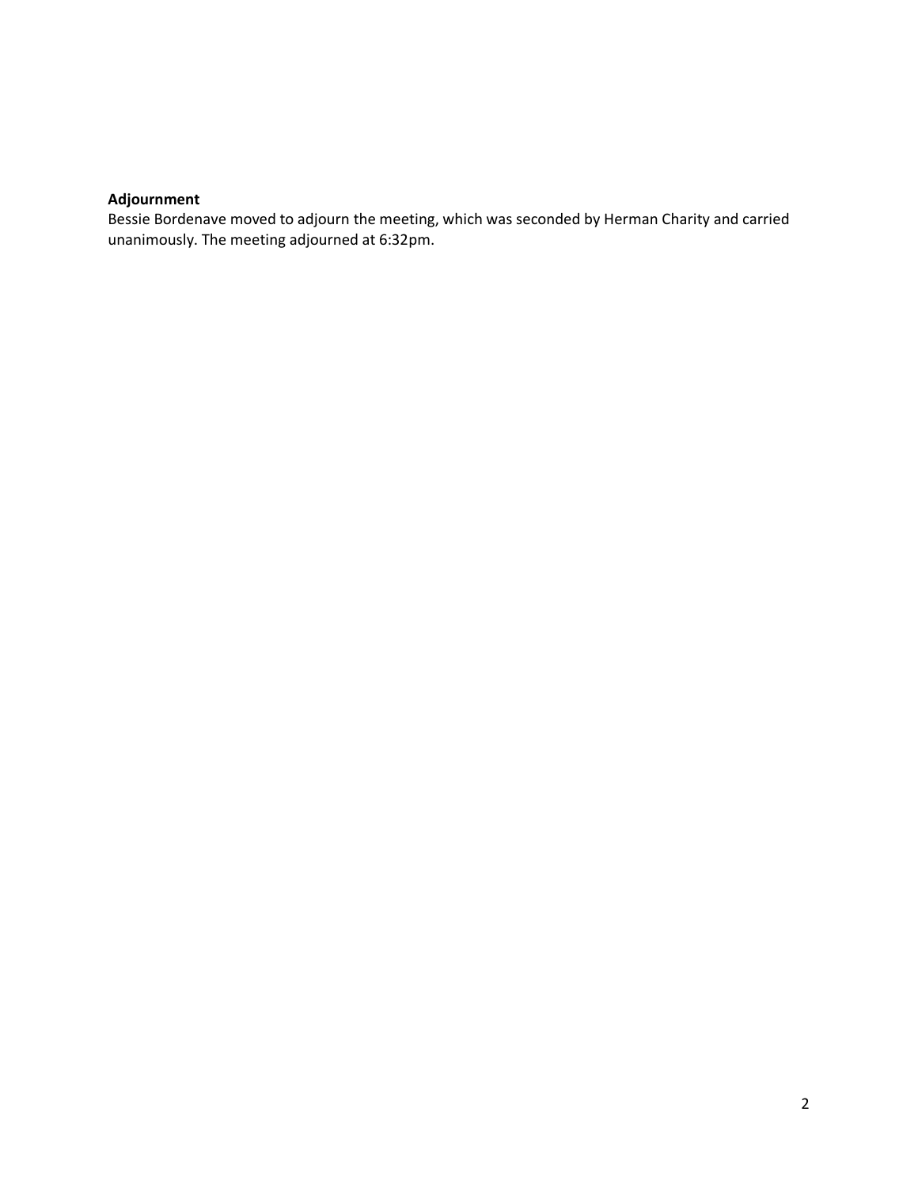**Adjournment**

Bessie Bordenave moved to adjourn the meeting, which was seconded by Herman Charity and carried unanimously. The meeting adjourned at 6:32pm.